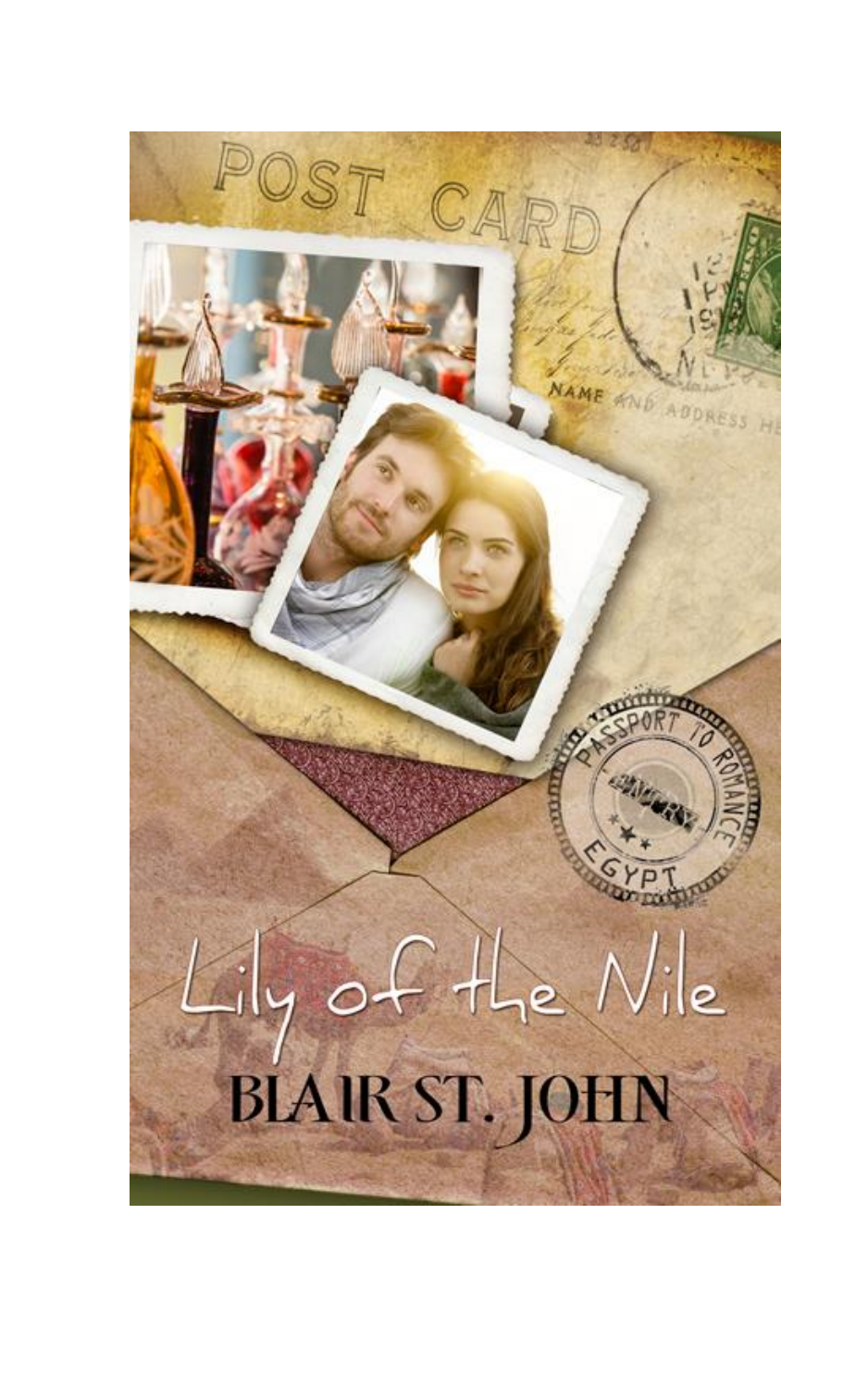# Lily of the Nile

BLAIR ST. JOHN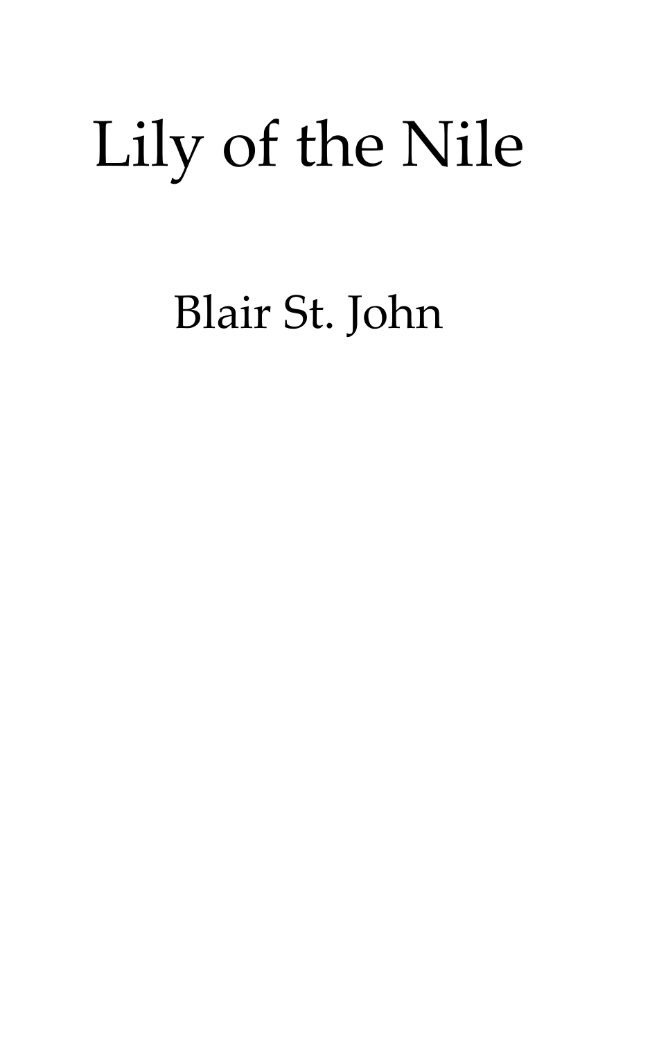# Lily of the Nile

Blair St. John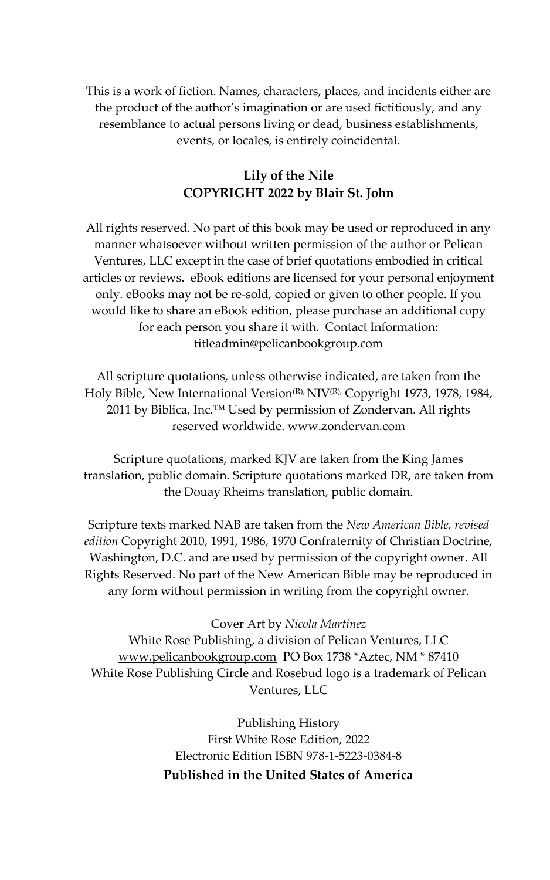This is a work of fiction. Names, characters, places, and incidents either are the product of the author's imagination or are used fictitiously, and any resemblance to actual persons living or dead, business establishments, events, or locales, is entirely coincidental.

**Lily of the Nile**
**COPYRIGHT 2022 by Blair St. John**

All rights reserved. No part of this book may be used or reproduced in any manner whatsoever without written permission of the author or Pelican Ventures, LLC except in the case of brief quotations embodied in critical articles or reviews. eBook editions are licensed for your personal enjoyment only. eBooks may not be re-sold, copied or given to other people. If you would like to share an eBook edition, please purchase an additional copy for each person you share it with. Contact Information: titleadmin@pelicanbookgroup.com

All scripture quotations, unless otherwise indicated, are taken from the Holy Bible, New International Version(R), NIV(R), Copyright 1973, 1978, 1984, 2011 by Biblica, Inc.™ Used by permission of Zondervan. All rights reserved worldwide. www.zondervan.com

Scripture quotations, marked KJV are taken from the King James translation, public domain. Scripture quotations marked DR, are taken from the Douay Rheims translation, public domain.

Scripture texts marked NAB are taken from the *New American Bible, revised edition* Copyright 2010, 1991, 1986, 1970 Confraternity of Christian Doctrine, Washington, D.C. and are used by permission of the copyright owner. All Rights Reserved. No part of the New American Bible may be reproduced in any form without permission in writing from the copyright owner.

Cover Art by *Nicola Martinez*
White Rose Publishing, a division of Pelican Ventures, LLC
www.pelicanbookgroup.com PO Box 1738 *Aztec, NM * 87410
White Rose Publishing Circle and Rosebud logo is a trademark of Pelican Ventures, LLC

Publishing History
First White Rose Edition, 2022
Electronic Edition ISBN 978-1-5223-0384-8

**Published in the United States of America**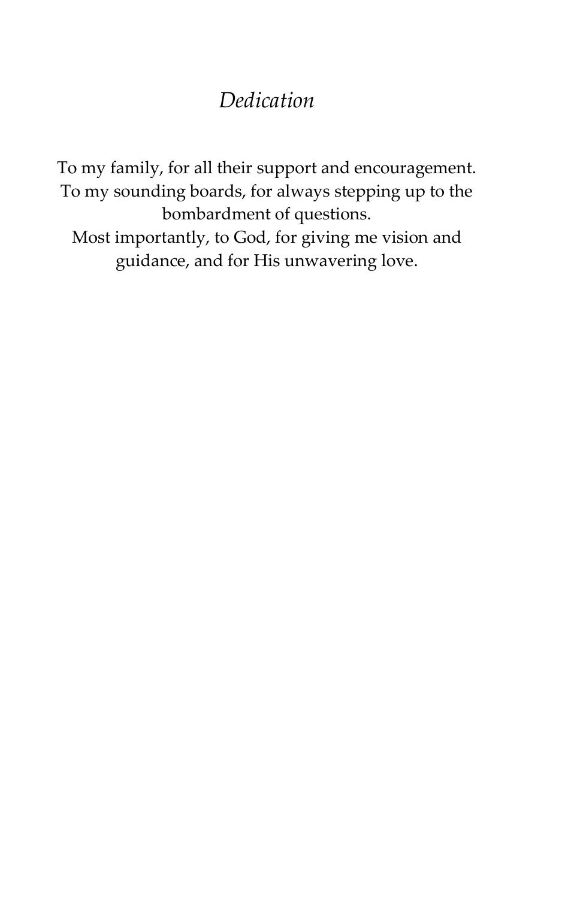# *Dedication*

To my family, for all their support and encouragement.
To my sounding boards, for always stepping up to the bombardment of questions.
Most importantly, to God, for giving me vision and guidance, and for His unwavering love.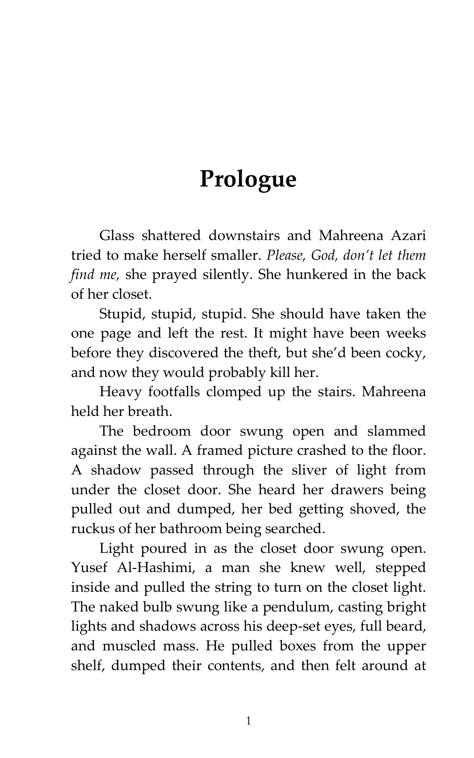# Prologue

Glass shattered downstairs and Mahreena Azari tried to make herself smaller. *Please, God, don't let them find me,* she prayed silently. She hunkered in the back of her closet.

Stupid, stupid, stupid. She should have taken the one page and left the rest. It might have been weeks before they discovered the theft, but she'd been cocky, and now they would probably kill her.

Heavy footfalls clomped up the stairs. Mahreena held her breath.

The bedroom door swung open and slammed against the wall. A framed picture crashed to the floor. A shadow passed through the sliver of light from under the closet door. She heard her drawers being pulled out and dumped, her bed getting shoved, the ruckus of her bathroom being searched.

Light poured in as the closet door swung open. Yusef Al-Hashimi, a man she knew well, stepped inside and pulled the string to turn on the closet light. The naked bulb swung like a pendulum, casting bright lights and shadows across his deep-set eyes, full beard, and muscled mass. He pulled boxes from the upper shelf, dumped their contents, and then felt around at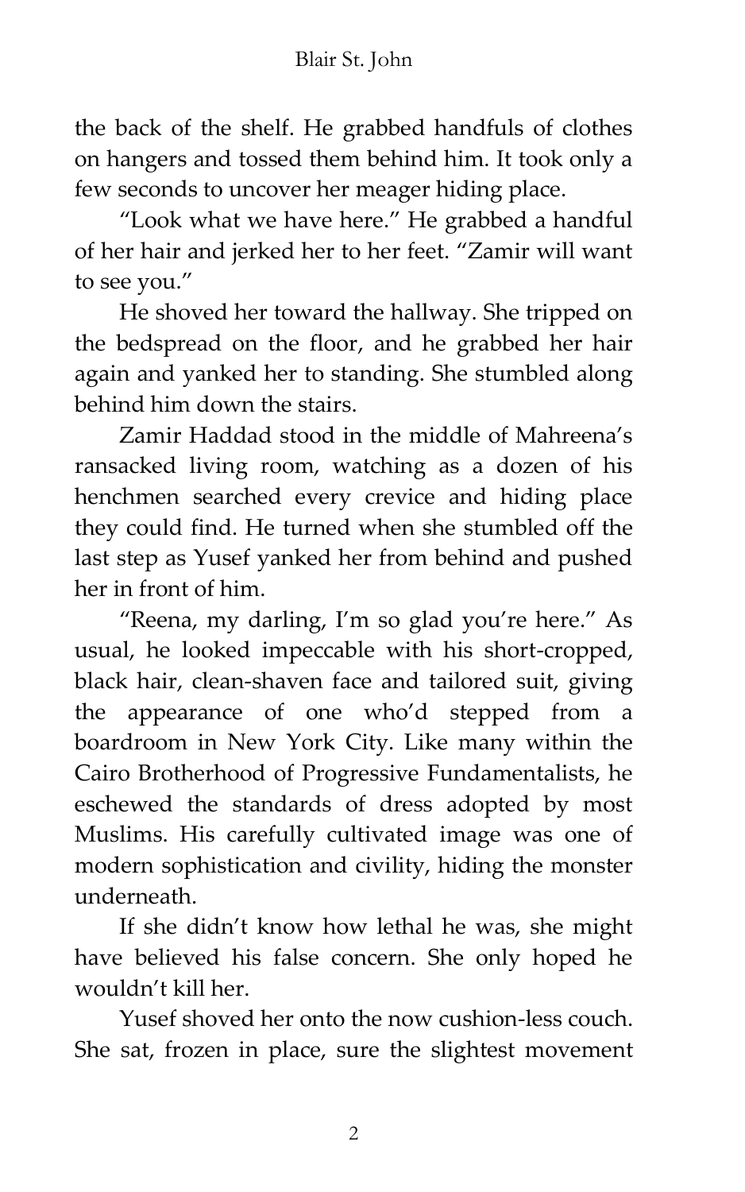the back of the shelf. He grabbed handfuls of clothes on hangers and tossed them behind him. It took only a few seconds to uncover her meager hiding place.

"Look what we have here." He grabbed a handful of her hair and jerked her to her feet. "Zamir will want to see you."

He shoved her toward the hallway. She tripped on the bedspread on the floor, and he grabbed her hair again and yanked her to standing. She stumbled along behind him down the stairs.

Zamir Haddad stood in the middle of Mahreena's ransacked living room, watching as a dozen of his henchmen searched every crevice and hiding place they could find. He turned when she stumbled off the last step as Yusef yanked her from behind and pushed her in front of him.

"Reena, my darling, I'm so glad you're here." As usual, he looked impeccable with his short-cropped, black hair, clean-shaven face and tailored suit, giving the appearance of one who'd stepped from a boardroom in New York City. Like many within the Cairo Brotherhood of Progressive Fundamentalists, he eschewed the standards of dress adopted by most Muslims. His carefully cultivated image was one of modern sophistication and civility, hiding the monster underneath.

If she didn't know how lethal he was, she might have believed his false concern. She only hoped he wouldn't kill her.

Yusef shoved her onto the now cushion-less couch. She sat, frozen in place, sure the slightest movement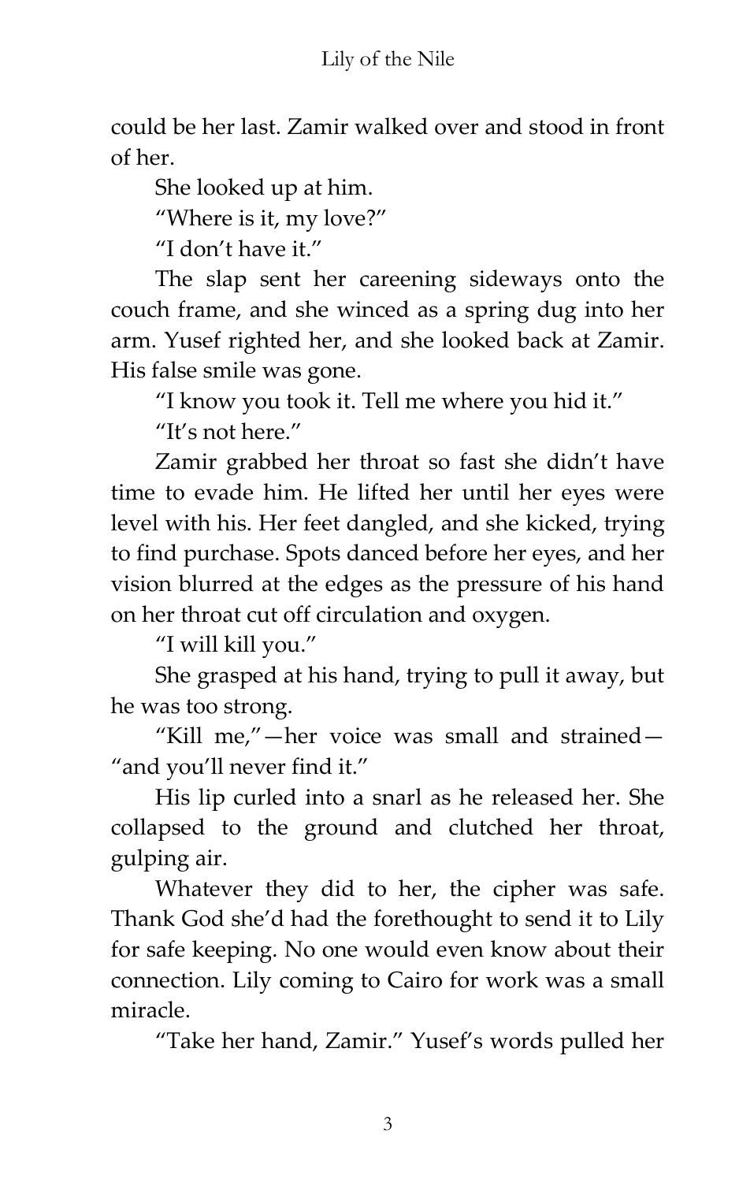could be her last. Zamir walked over and stood in front of her.

She looked up at him.

"Where is it, my love?"

"I don't have it."

The slap sent her careening sideways onto the couch frame, and she winced as a spring dug into her arm. Yusef righted her, and she looked back at Zamir. His false smile was gone.

"I know you took it. Tell me where you hid it."

"It's not here."

Zamir grabbed her throat so fast she didn't have time to evade him. He lifted her until her eyes were level with his. Her feet dangled, and she kicked, trying to find purchase. Spots danced before her eyes, and her vision blurred at the edges as the pressure of his hand on her throat cut off circulation and oxygen.

"I will kill you."

She grasped at his hand, trying to pull it away, but he was too strong.

"Kill me,"—her voice was small and strained—"and you'll never find it."

His lip curled into a snarl as he released her. She collapsed to the ground and clutched her throat, gulping air.

Whatever they did to her, the cipher was safe. Thank God she'd had the forethought to send it to Lily for safe keeping. No one would even know about their connection. Lily coming to Cairo for work was a small miracle.

"Take her hand, Zamir." Yusef's words pulled her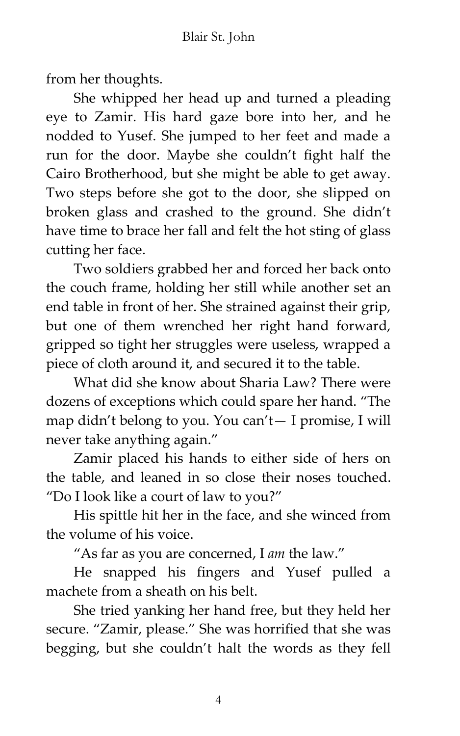from her thoughts.

She whipped her head up and turned a pleading eye to Zamir. His hard gaze bore into her, and he nodded to Yusef. She jumped to her feet and made a run for the door. Maybe she couldn't fight half the Cairo Brotherhood, but she might be able to get away. Two steps before she got to the door, she slipped on broken glass and crashed to the ground. She didn't have time to brace her fall and felt the hot sting of glass cutting her face.

Two soldiers grabbed her and forced her back onto the couch frame, holding her still while another set an end table in front of her. She strained against their grip, but one of them wrenched her right hand forward, gripped so tight her struggles were useless, wrapped a piece of cloth around it, and secured it to the table.

What did she know about Sharia Law? There were dozens of exceptions which could spare her hand. "The map didn't belong to you. You can't— I promise, I will never take anything again."

Zamir placed his hands to either side of hers on the table, and leaned in so close their noses touched. "Do I look like a court of law to you?"

His spittle hit her in the face, and she winced from the volume of his voice.

"As far as you are concerned, I *am* the law."

He snapped his fingers and Yusef pulled a machete from a sheath on his belt.

She tried yanking her hand free, but they held her secure. "Zamir, please." She was horrified that she was begging, but she couldn't halt the words as they fell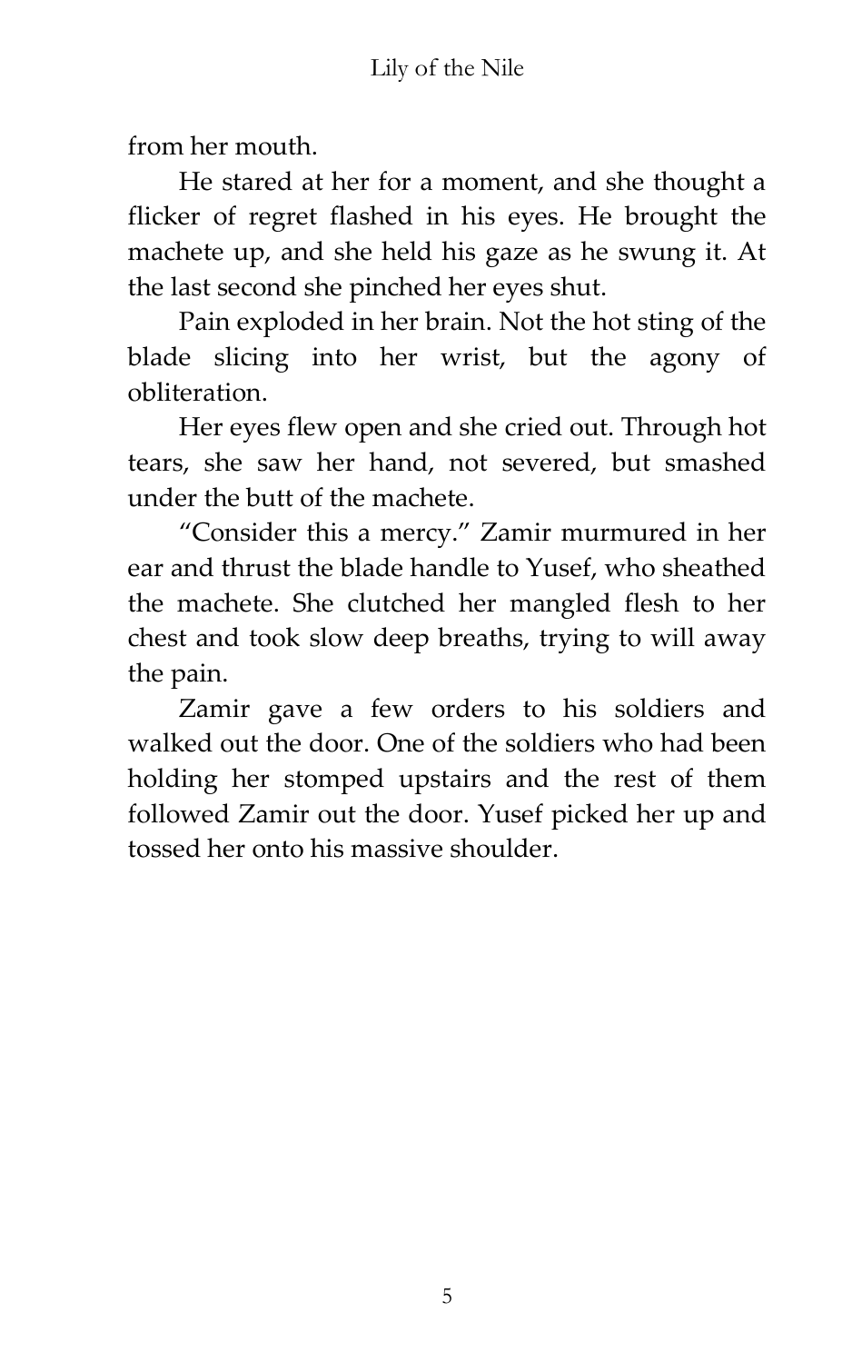from her mouth.

He stared at her for a moment, and she thought a flicker of regret flashed in his eyes. He brought the machete up, and she held his gaze as he swung it. At the last second she pinched her eyes shut.

Pain exploded in her brain. Not the hot sting of the blade slicing into her wrist, but the agony of obliteration.

Her eyes flew open and she cried out. Through hot tears, she saw her hand, not severed, but smashed under the butt of the machete.

"Consider this a mercy." Zamir murmured in her ear and thrust the blade handle to Yusef, who sheathed the machete. She clutched her mangled flesh to her chest and took slow deep breaths, trying to will away the pain.

Zamir gave a few orders to his soldiers and walked out the door. One of the soldiers who had been holding her stomped upstairs and the rest of them followed Zamir out the door. Yusef picked her up and tossed her onto his massive shoulder.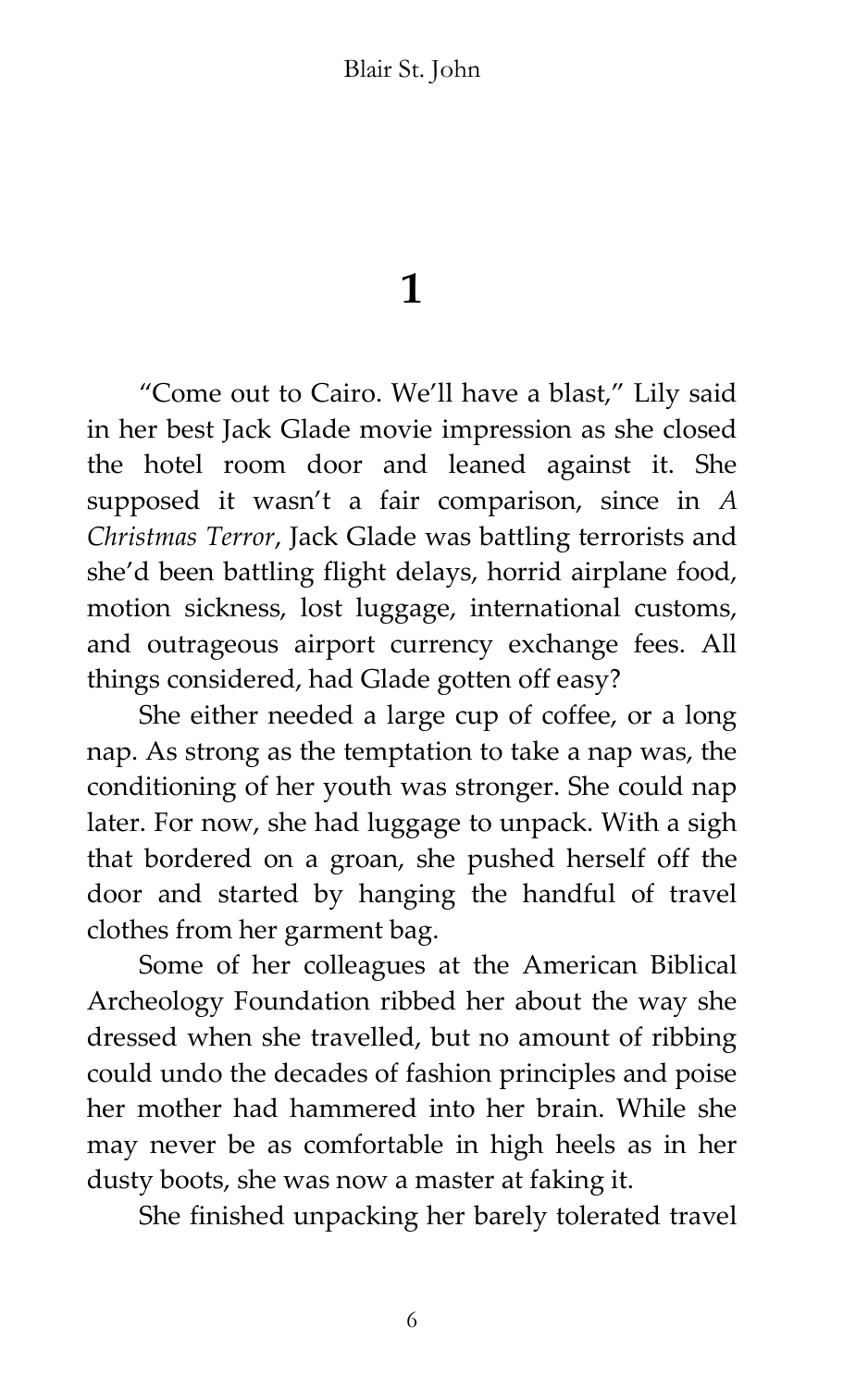# 1

"Come out to Cairo. We'll have a blast," Lily said in her best Jack Glade movie impression as she closed the hotel room door and leaned against it. She supposed it wasn't a fair comparison, since in *A Christmas Terror*, Jack Glade was battling terrorists and she'd been battling flight delays, horrid airplane food, motion sickness, lost luggage, international customs, and outrageous airport currency exchange fees. All things considered, had Glade gotten off easy?

She either needed a large cup of coffee, or a long nap. As strong as the temptation to take a nap was, the conditioning of her youth was stronger. She could nap later. For now, she had luggage to unpack. With a sigh that bordered on a groan, she pushed herself off the door and started by hanging the handful of travel clothes from her garment bag.

Some of her colleagues at the American Biblical Archeology Foundation ribbed her about the way she dressed when she travelled, but no amount of ribbing could undo the decades of fashion principles and poise her mother had hammered into her brain. While she may never be as comfortable in high heels as in her dusty boots, she was now a master at faking it.

She finished unpacking her barely tolerated travel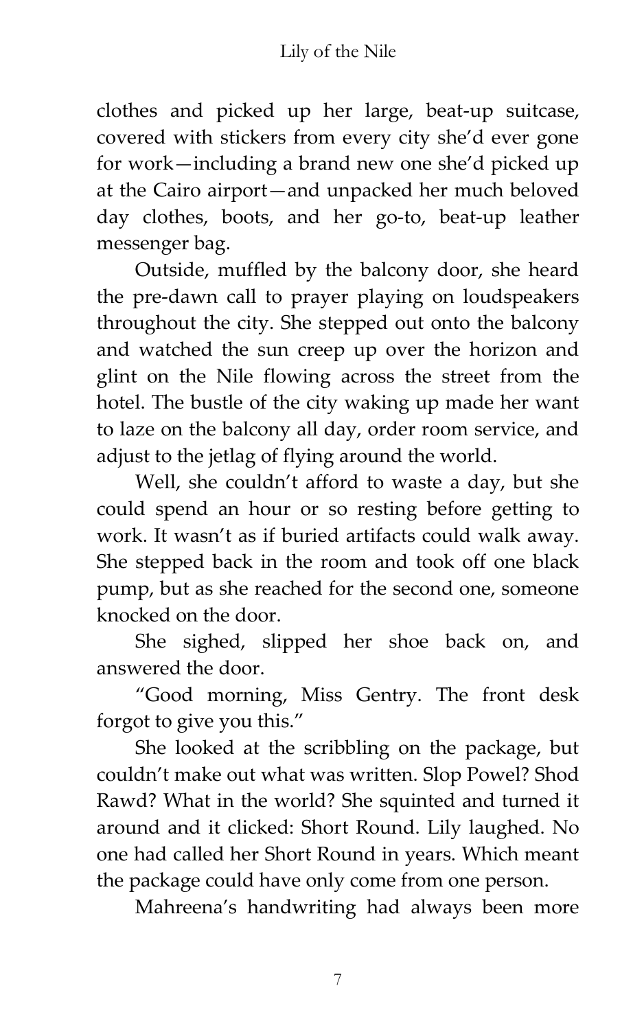clothes and picked up her large, beat-up suitcase, covered with stickers from every city she'd ever gone for work—including a brand new one she'd picked up at the Cairo airport—and unpacked her much beloved day clothes, boots, and her go-to, beat-up leather messenger bag.

Outside, muffled by the balcony door, she heard the pre-dawn call to prayer playing on loudspeakers throughout the city. She stepped out onto the balcony and watched the sun creep up over the horizon and glint on the Nile flowing across the street from the hotel. The bustle of the city waking up made her want to laze on the balcony all day, order room service, and adjust to the jetlag of flying around the world.

Well, she couldn't afford to waste a day, but she could spend an hour or so resting before getting to work. It wasn't as if buried artifacts could walk away. She stepped back in the room and took off one black pump, but as she reached for the second one, someone knocked on the door.

She sighed, slipped her shoe back on, and answered the door.

"Good morning, Miss Gentry. The front desk forgot to give you this."

She looked at the scribbling on the package, but couldn't make out what was written. Slop Powel? Shod Rawd? What in the world? She squinted and turned it around and it clicked: Short Round. Lily laughed. No one had called her Short Round in years. Which meant the package could have only come from one person.

Mahreena's handwriting had always been more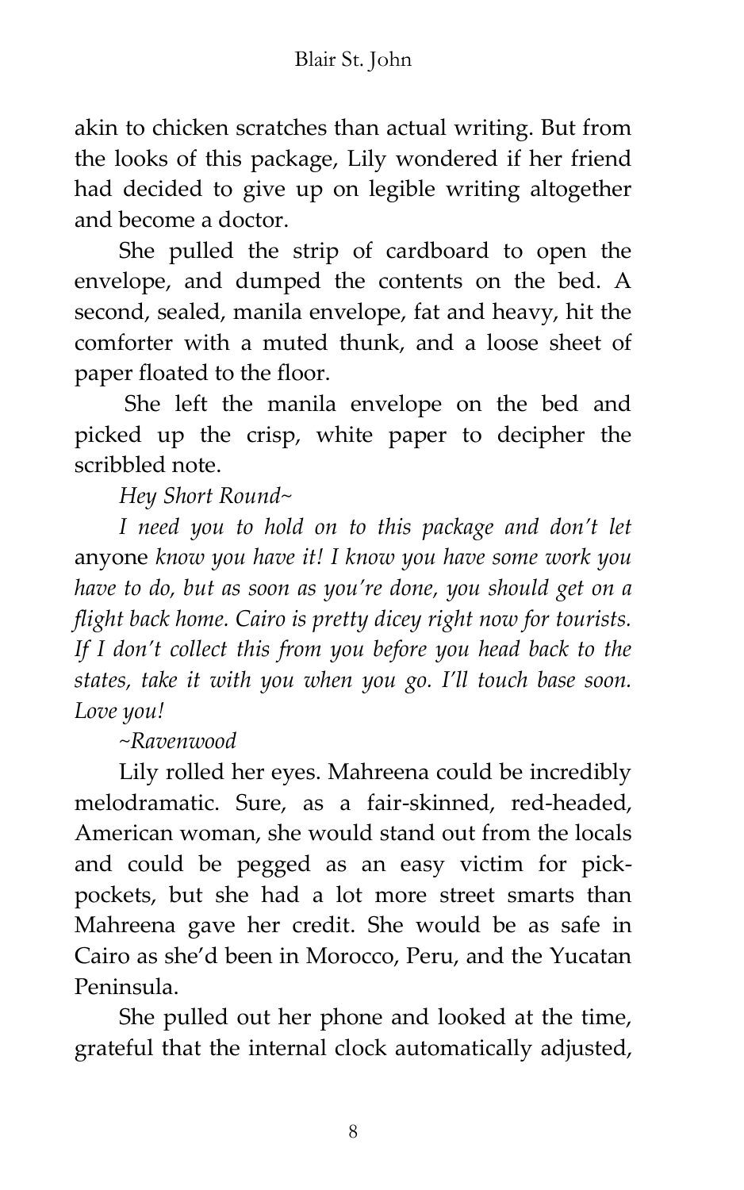akin to chicken scratches than actual writing. But from the looks of this package, Lily wondered if her friend had decided to give up on legible writing altogether and become a doctor.

She pulled the strip of cardboard to open the envelope, and dumped the contents on the bed. A second, sealed, manila envelope, fat and heavy, hit the comforter with a muted thunk, and a loose sheet of paper floated to the floor.

She left the manila envelope on the bed and picked up the crisp, white paper to decipher the scribbled note.

*Hey Short Round~*

*I need you to hold on to this package and don't let* anyone *know you have it! I know you have some work you have to do, but as soon as you're done, you should get on a flight back home. Cairo is pretty dicey right now for tourists. If I don't collect this from you before you head back to the states, take it with you when you go. I'll touch base soon. Love you!*

*~Ravenwood*

Lily rolled her eyes. Mahreena could be incredibly melodramatic. Sure, as a fair-skinned, red-headed, American woman, she would stand out from the locals and could be pegged as an easy victim for pick-pockets, but she had a lot more street smarts than Mahreena gave her credit. She would be as safe in Cairo as she'd been in Morocco, Peru, and the Yucatan Peninsula.

She pulled out her phone and looked at the time, grateful that the internal clock automatically adjusted,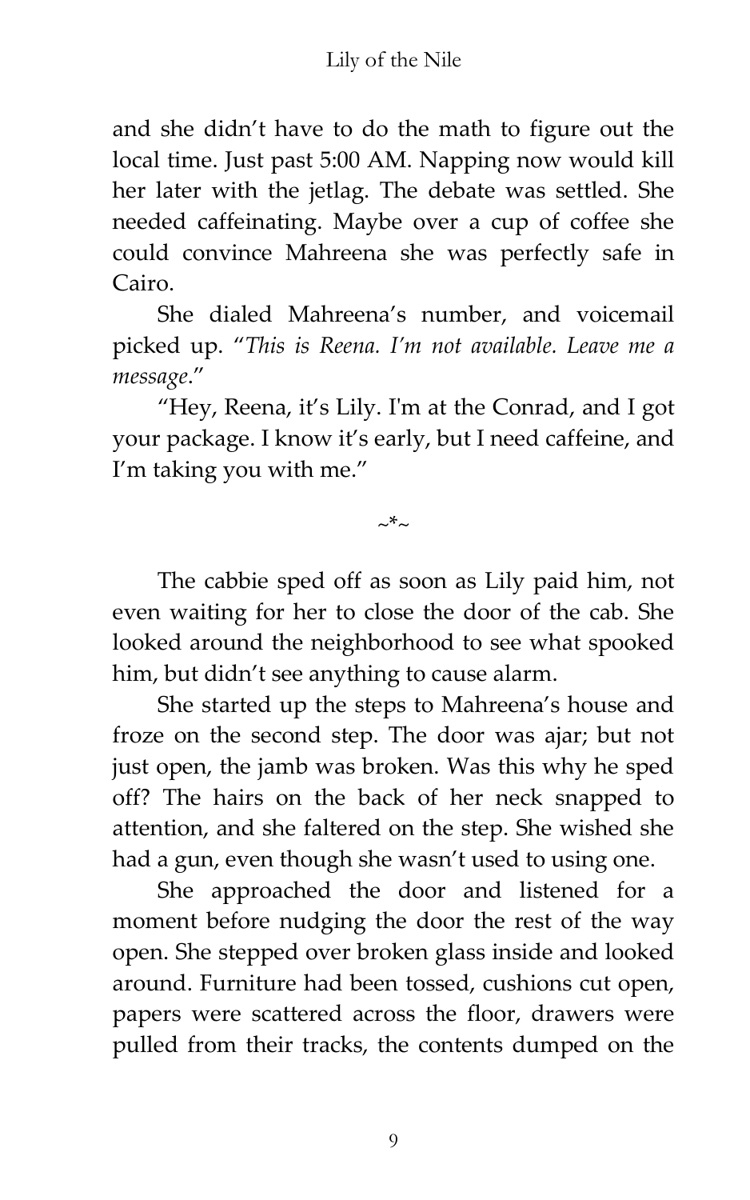and she didn't have to do the math to figure out the local time. Just past 5:00 AM. Napping now would kill her later with the jetlag. The debate was settled. She needed caffeinating. Maybe over a cup of coffee she could convince Mahreena she was perfectly safe in Cairo.

She dialed Mahreena's number, and voicemail picked up. "*This is Reena. I'm not available. Leave me a message*."

"Hey, Reena, it's Lily. I'm at the Conrad, and I got your package. I know it's early, but I need caffeine, and I'm taking you with me."

~*~

The cabbie sped off as soon as Lily paid him, not even waiting for her to close the door of the cab. She looked around the neighborhood to see what spooked him, but didn't see anything to cause alarm.

She started up the steps to Mahreena's house and froze on the second step. The door was ajar; but not just open, the jamb was broken. Was this why he sped off? The hairs on the back of her neck snapped to attention, and she faltered on the step. She wished she had a gun, even though she wasn't used to using one.

She approached the door and listened for a moment before nudging the door the rest of the way open. She stepped over broken glass inside and looked around. Furniture had been tossed, cushions cut open, papers were scattered across the floor, drawers were pulled from their tracks, the contents dumped on the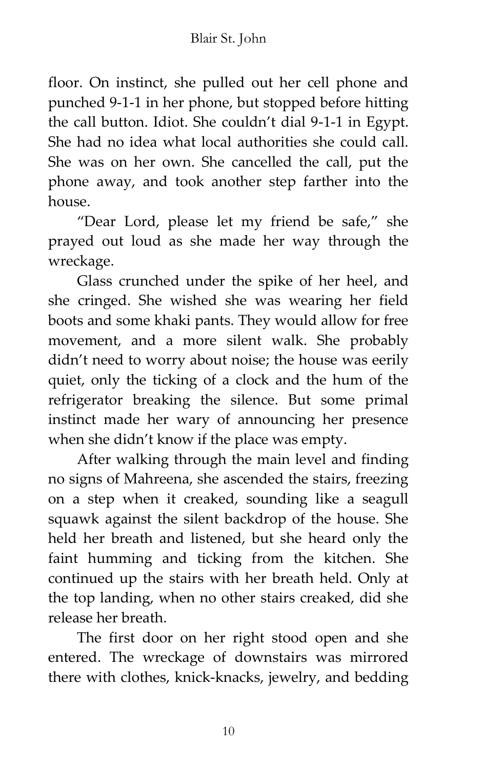floor. On instinct, she pulled out her cell phone and punched 9-1-1 in her phone, but stopped before hitting the call button. Idiot. She couldn't dial 9-1-1 in Egypt. She had no idea what local authorities she could call. She was on her own. She cancelled the call, put the phone away, and took another step farther into the house.

"Dear Lord, please let my friend be safe," she prayed out loud as she made her way through the wreckage.

Glass crunched under the spike of her heel, and she cringed. She wished she was wearing her field boots and some khaki pants. They would allow for free movement, and a more silent walk. She probably didn't need to worry about noise; the house was eerily quiet, only the ticking of a clock and the hum of the refrigerator breaking the silence. But some primal instinct made her wary of announcing her presence when she didn't know if the place was empty.

After walking through the main level and finding no signs of Mahreena, she ascended the stairs, freezing on a step when it creaked, sounding like a seagull squawk against the silent backdrop of the house. She held her breath and listened, but she heard only the faint humming and ticking from the kitchen. She continued up the stairs with her breath held. Only at the top landing, when no other stairs creaked, did she release her breath.

The first door on her right stood open and she entered. The wreckage of downstairs was mirrored there with clothes, knick-knacks, jewelry, and bedding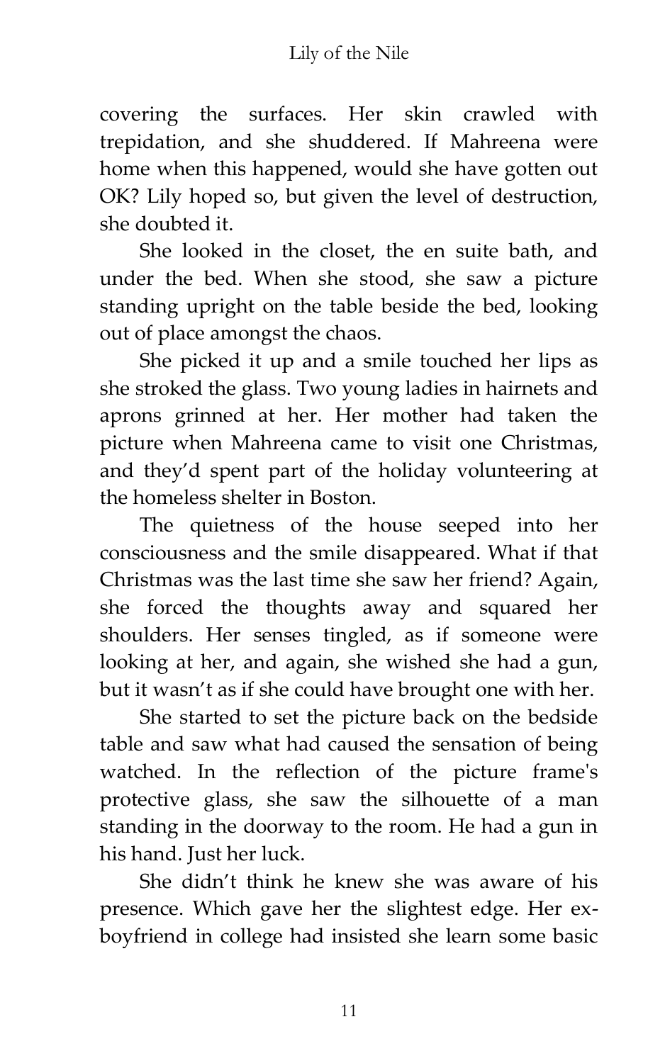covering the surfaces. Her skin crawled with trepidation, and she shuddered. If Mahreena were home when this happened, would she have gotten out OK? Lily hoped so, but given the level of destruction, she doubted it.

She looked in the closet, the en suite bath, and under the bed. When she stood, she saw a picture standing upright on the table beside the bed, looking out of place amongst the chaos.

She picked it up and a smile touched her lips as she stroked the glass. Two young ladies in hairnets and aprons grinned at her. Her mother had taken the picture when Mahreena came to visit one Christmas, and they'd spent part of the holiday volunteering at the homeless shelter in Boston.

The quietness of the house seeped into her consciousness and the smile disappeared. What if that Christmas was the last time she saw her friend? Again, she forced the thoughts away and squared her shoulders. Her senses tingled, as if someone were looking at her, and again, she wished she had a gun, but it wasn't as if she could have brought one with her.

She started to set the picture back on the bedside table and saw what had caused the sensation of being watched. In the reflection of the picture frame's protective glass, she saw the silhouette of a man standing in the doorway to the room. He had a gun in his hand. Just her luck.

She didn't think he knew she was aware of his presence. Which gave her the slightest edge. Her ex-boyfriend in college had insisted she learn some basic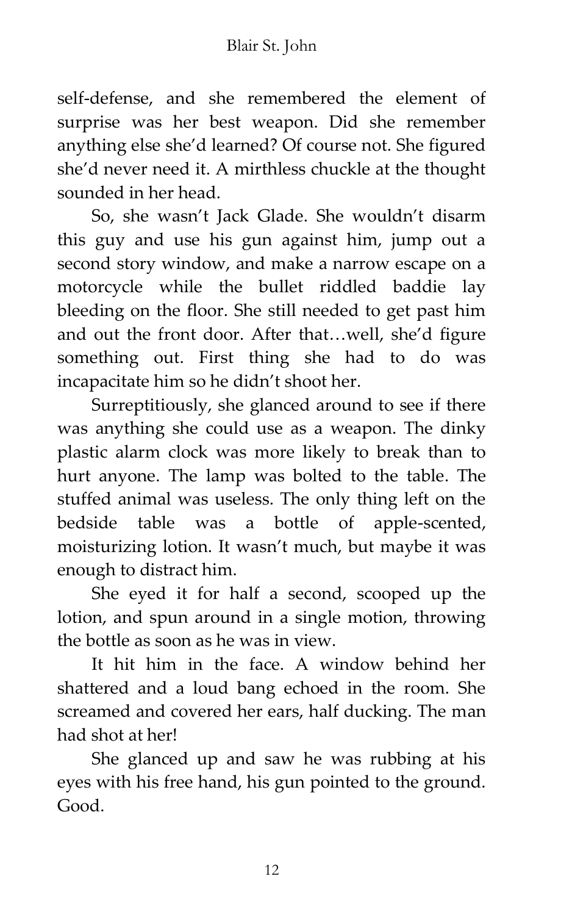self-defense, and she remembered the element of surprise was her best weapon. Did she remember anything else she'd learned? Of course not. She figured she'd never need it. A mirthless chuckle at the thought sounded in her head.

So, she wasn't Jack Glade. She wouldn't disarm this guy and use his gun against him, jump out a second story window, and make a narrow escape on a motorcycle while the bullet riddled baddie lay bleeding on the floor. She still needed to get past him and out the front door. After that…well, she'd figure something out. First thing she had to do was incapacitate him so he didn't shoot her.

Surreptitiously, she glanced around to see if there was anything she could use as a weapon. The dinky plastic alarm clock was more likely to break than to hurt anyone. The lamp was bolted to the table. The stuffed animal was useless. The only thing left on the bedside table was a bottle of apple-scented, moisturizing lotion. It wasn't much, but maybe it was enough to distract him.

She eyed it for half a second, scooped up the lotion, and spun around in a single motion, throwing the bottle as soon as he was in view.

It hit him in the face. A window behind her shattered and a loud bang echoed in the room. She screamed and covered her ears, half ducking. The man had shot at her!

She glanced up and saw he was rubbing at his eyes with his free hand, his gun pointed to the ground. Good.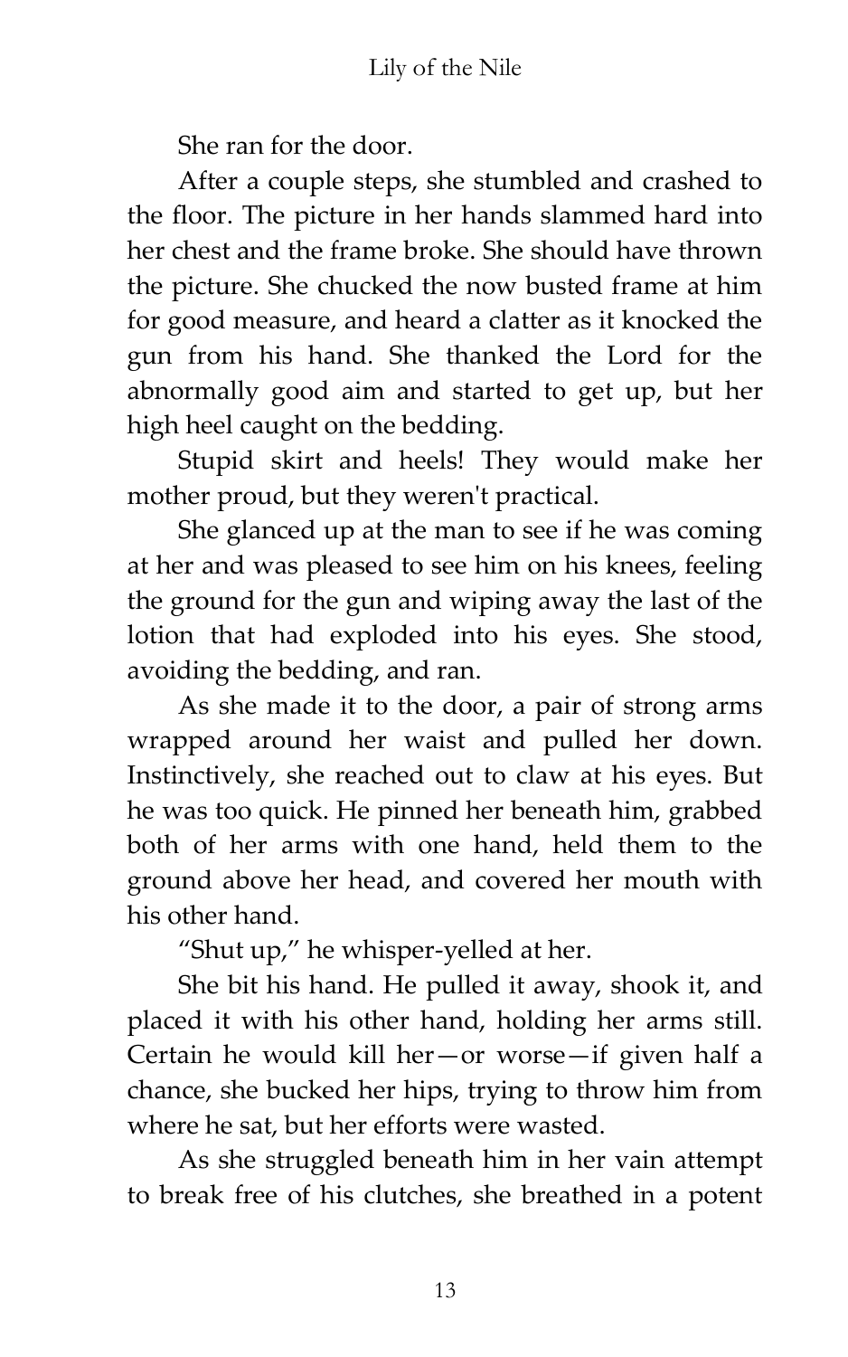She ran for the door.

After a couple steps, she stumbled and crashed to the floor. The picture in her hands slammed hard into her chest and the frame broke. She should have thrown the picture. She chucked the now busted frame at him for good measure, and heard a clatter as it knocked the gun from his hand. She thanked the Lord for the abnormally good aim and started to get up, but her high heel caught on the bedding.

Stupid skirt and heels! They would make her mother proud, but they weren't practical.

She glanced up at the man to see if he was coming at her and was pleased to see him on his knees, feeling the ground for the gun and wiping away the last of the lotion that had exploded into his eyes. She stood, avoiding the bedding, and ran.

As she made it to the door, a pair of strong arms wrapped around her waist and pulled her down. Instinctively, she reached out to claw at his eyes. But he was too quick. He pinned her beneath him, grabbed both of her arms with one hand, held them to the ground above her head, and covered her mouth with his other hand.

"Shut up," he whisper-yelled at her.

She bit his hand. He pulled it away, shook it, and placed it with his other hand, holding her arms still. Certain he would kill her—or worse—if given half a chance, she bucked her hips, trying to throw him from where he sat, but her efforts were wasted.

As she struggled beneath him in her vain attempt to break free of his clutches, she breathed in a potent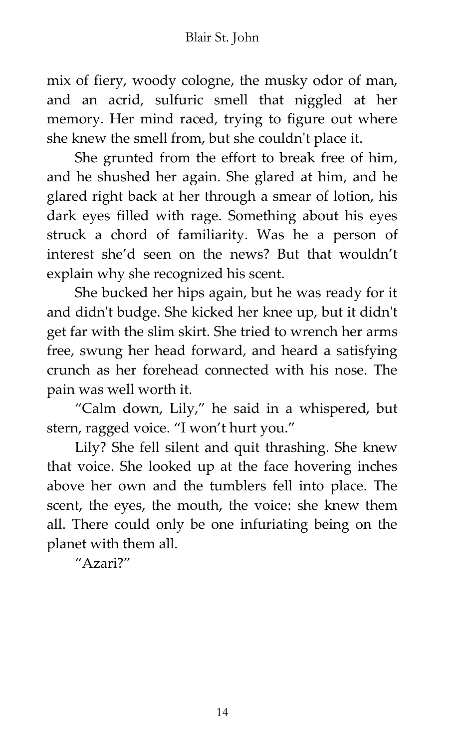mix of fiery, woody cologne, the musky odor of man, and an acrid, sulfuric smell that niggled at her memory. Her mind raced, trying to figure out where she knew the smell from, but she couldn't place it.

She grunted from the effort to break free of him, and he shushed her again. She glared at him, and he glared right back at her through a smear of lotion, his dark eyes filled with rage. Something about his eyes struck a chord of familiarity. Was he a person of interest she'd seen on the news? But that wouldn't explain why she recognized his scent.

She bucked her hips again, but he was ready for it and didn't budge. She kicked her knee up, but it didn't get far with the slim skirt. She tried to wrench her arms free, swung her head forward, and heard a satisfying crunch as her forehead connected with his nose. The pain was well worth it.

"Calm down, Lily," he said in a whispered, but stern, ragged voice. "I won't hurt you."

Lily? She fell silent and quit thrashing. She knew that voice. She looked up at the face hovering inches above her own and the tumblers fell into place. The scent, the eyes, the mouth, the voice: she knew them all. There could only be one infuriating being on the planet with them all.

"Azari?"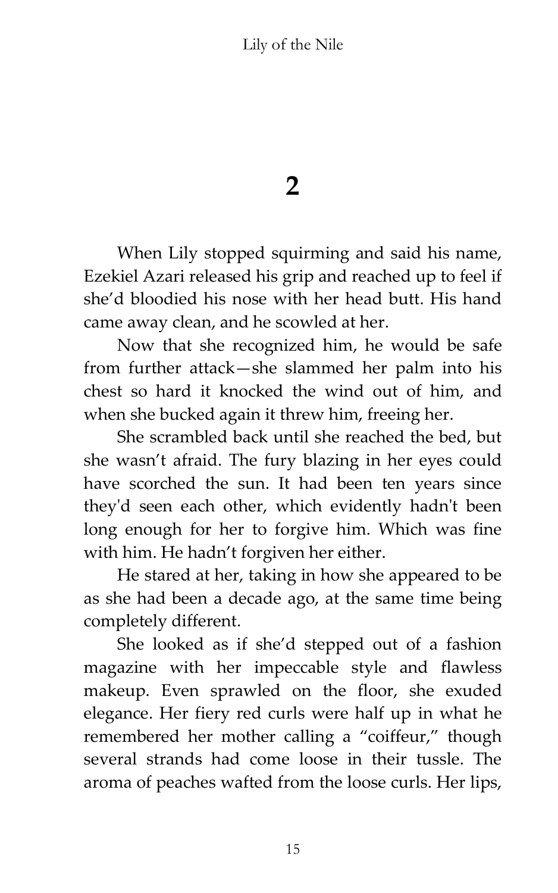# 2

When Lily stopped squirming and said his name, Ezekiel Azari released his grip and reached up to feel if she'd bloodied his nose with her head butt. His hand came away clean, and he scowled at her.

Now that she recognized him, he would be safe from further attack—she slammed her palm into his chest so hard it knocked the wind out of him, and when she bucked again it threw him, freeing her.

She scrambled back until she reached the bed, but she wasn't afraid. The fury blazing in her eyes could have scorched the sun. It had been ten years since they'd seen each other, which evidently hadn't been long enough for her to forgive him. Which was fine with him. He hadn't forgiven her either.

He stared at her, taking in how she appeared to be as she had been a decade ago, at the same time being completely different.

She looked as if she'd stepped out of a fashion magazine with her impeccable style and flawless makeup. Even sprawled on the floor, she exuded elegance. Her fiery red curls were half up in what he remembered her mother calling a "coiffeur," though several strands had come loose in their tussle. The aroma of peaches wafted from the loose curls. Her lips,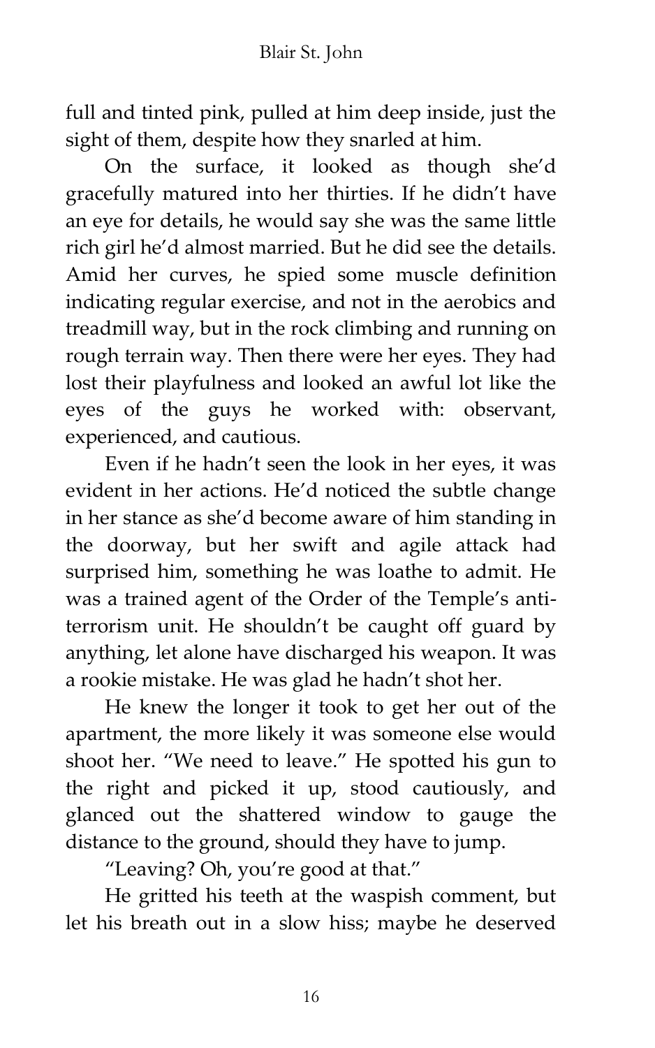full and tinted pink, pulled at him deep inside, just the sight of them, despite how they snarled at him.

On the surface, it looked as though she'd gracefully matured into her thirties. If he didn't have an eye for details, he would say she was the same little rich girl he'd almost married. But he did see the details. Amid her curves, he spied some muscle definition indicating regular exercise, and not in the aerobics and treadmill way, but in the rock climbing and running on rough terrain way. Then there were her eyes. They had lost their playfulness and looked an awful lot like the eyes of the guys he worked with: observant, experienced, and cautious.

Even if he hadn't seen the look in her eyes, it was evident in her actions. He'd noticed the subtle change in her stance as she'd become aware of him standing in the doorway, but her swift and agile attack had surprised him, something he was loathe to admit. He was a trained agent of the Order of the Temple's anti-terrorism unit. He shouldn't be caught off guard by anything, let alone have discharged his weapon. It was a rookie mistake. He was glad he hadn't shot her.

He knew the longer it took to get her out of the apartment, the more likely it was someone else would shoot her. "We need to leave." He spotted his gun to the right and picked it up, stood cautiously, and glanced out the shattered window to gauge the distance to the ground, should they have to jump.

"Leaving? Oh, you're good at that."

He gritted his teeth at the waspish comment, but let his breath out in a slow hiss; maybe he deserved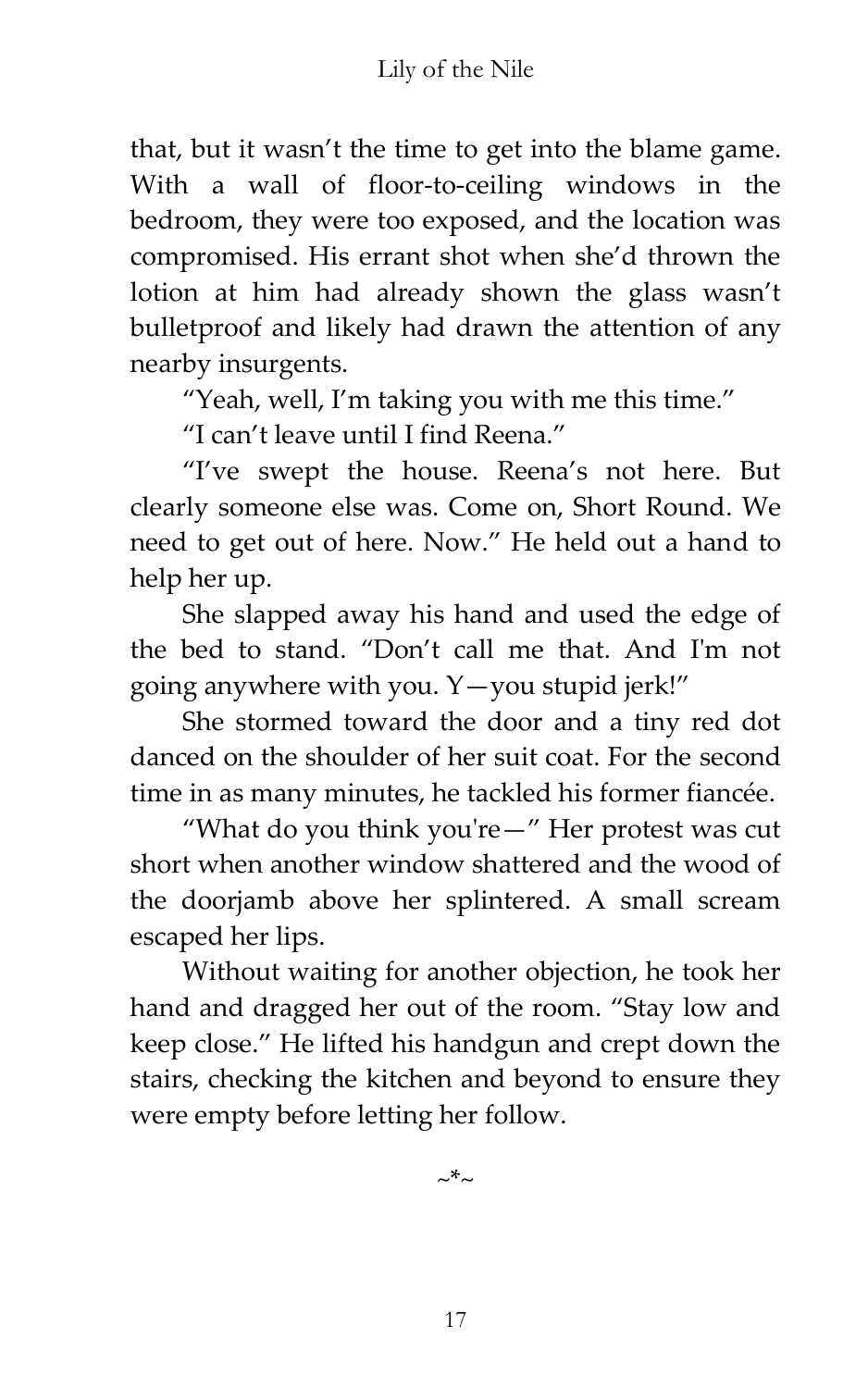that, but it wasn't the time to get into the blame game. With a wall of floor-to-ceiling windows in the bedroom, they were too exposed, and the location was compromised. His errant shot when she'd thrown the lotion at him had already shown the glass wasn't bulletproof and likely had drawn the attention of any nearby insurgents.

"Yeah, well, I'm taking you with me this time."

"I can't leave until I find Reena."

"I've swept the house. Reena's not here. But clearly someone else was. Come on, Short Round. We need to get out of here. Now." He held out a hand to help her up.

She slapped away his hand and used the edge of the bed to stand. "Don't call me that. And I'm not going anywhere with you. Y—you stupid jerk!"

She stormed toward the door and a tiny red dot danced on the shoulder of her suit coat. For the second time in as many minutes, he tackled his former fiancée.

"What do you think you're—" Her protest was cut short when another window shattered and the wood of the doorjamb above her splintered. A small scream escaped her lips.

Without waiting for another objection, he took her hand and dragged her out of the room. "Stay low and keep close." He lifted his handgun and crept down the stairs, checking the kitchen and beyond to ensure they were empty before letting her follow.

~*~